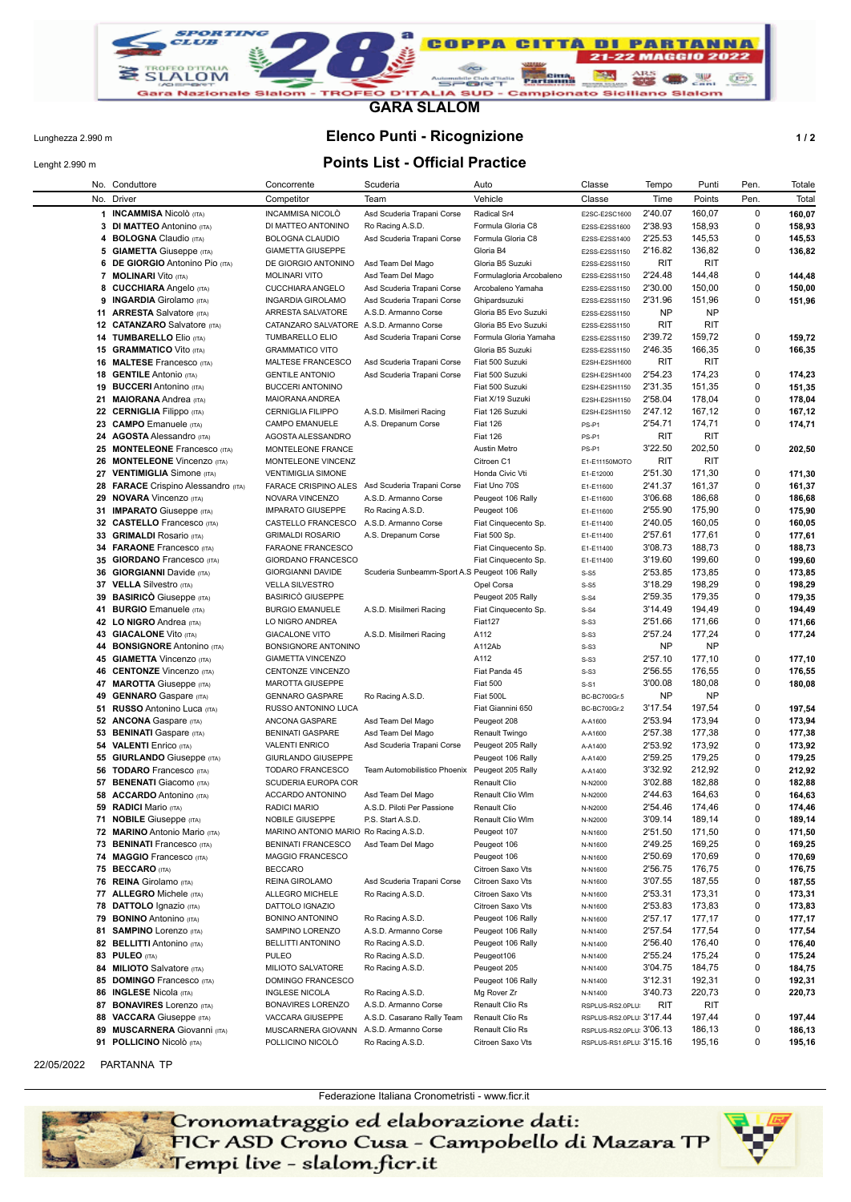# 28ª COPPA CITTÀ DI PARTANNA

21-22 MAGGIO 2022

Gara Nazionale Slalom - TROFEO D'ITALIA SUD - Campionato Siciliano Slalom

## GARA SLALOM

Lunghezza 2.990 m

Lenght 2.990 m

## Elenco Punti - Ricognizione

## Points List - Official Practice

| No. Conduttore | | Concorrente | Scuderia | Auto | Classe | Tempo | Punti | Pen. | Totale |
|---|---|---|---|---|---|---|---|---|---|
| No. | Driver | Competitor | Team | Vehicle | Classe | Time | Points | Pen. | Total |
| 1 | **INCAMMISA** Nicolò (ITA) | INCAMMISA NICOLÒ | Asd Scuderia Trapani Corse | Radical Sr4 | E2SC-E2SC1600 | 2'40.07 | 160,07 | 0 | **160,07** |
| 3 | **DI MATTEO** Antonino (ITA) | DI MATTEO ANTONINO | Ro Racing A.S.D. | Formula Gloria C8 | E2SS-E2SS1600 | 2'38.93 | 158,93 | 0 | **158,93** |
| 4 | **BOLOGNA** Claudio (ITA) | BOLOGNA CLAUDIO | Asd Scuderia Trapani Corse | Formula Gloria C8 | E2SS-E2SS1400 | 2'25.53 | 145,53 | 0 | **145,53** |
| 5 | **GIAMETTA** Giuseppe (ITA) | GIAMETTA GIUSEPPE | | Gloria B4 | E2SS-E2SS1150 | 2'16.82 | 136,82 | 0 | **136,82** |
| 6 | **DE GIORGIO** Antonino Pio (ITA) | DE GIORGIO ANTONINO | Asd Team Del Mago | Gloria B5 Suzuki | E2SS-E2SS1150 | RIT | RIT | | |
| 7 | **MOLINARI** Vito (ITA) | MOLINARI VITO | Asd Team Del Mago | Formulagloria Arcobaleno | E2SS-E2SS1150 | 2'24.48 | 144,48 | 0 | **144,48** |
| 8 | **CUCCHIARA** Angelo (ITA) | CUCCHIARA ANGELO | Asd Scuderia Trapani Corse | Arcobaleno Yamaha | E2SS-E2SS1150 | 2'30.00 | 150,00 | 0 | **150,00** |
| 9 | **INGARDIA** Girolamo (ITA) | INGARDIA GIROLAMO | Asd Scuderia Trapani Corse | Ghipardsuzuki | E2SS-E2SS1150 | 2'31.96 | 151,96 | 0 | **151,96** |
| 11 | **ARRESTA** Salvatore (ITA) | ARRESTA SALVATORE | A.S.D. Armanno Corse | Gloria B5 Evo Suzuki | E2SS-E2SS1150 | NP | NP | | |
| 12 | **CATANZARO** Salvatore (ITA) | CATANZARO SALVATORE | A.S.D. Armanno Corse | Gloria B5 Evo Suzuki | E2SS-E2SS1150 | RIT | RIT | | |
| 14 | **TUMBARELLO** Elio (ITA) | TUMBARELLO ELIO | Asd Scuderia Trapani Corse | Formula Gloria Yamaha | E2SS-E2SS1150 | 2'39.72 | 159,72 | 0 | **159,72** |
| 15 | **GRAMMATICO** Vito (ITA) | GRAMMATICO VITO | | Gloria B5 Suzuki | E2SS-E2SS1150 | 2'46.35 | 166,35 | 0 | **166,35** |
| 16 | **MALTESE** Francesco (ITA) | MALTESE FRANCESCO | Asd Scuderia Trapani Corse | Fiat 500 Suzuki | E2SH-E2SH1600 | RIT | RIT | | |
| 18 | **GENTILE** Antonio (ITA) | GENTILE ANTONIO | Asd Scuderia Trapani Corse | Fiat 500 Suzuki | E2SH-E2SH1400 | 2'54.23 | 174,23 | 0 | **174,23** |
| 19 | **BUCCERI** Antonino (ITA) | BUCCERI ANTONINO | | Fiat 500 Suzuki | E2SH-E2SH1150 | 2'31.35 | 151,35 | 0 | **151,35** |
| 21 | **MAIORANA** Andrea (ITA) | MAIORANA ANDREA | | Fiat X/19 Suzuki | E2SH-E2SH1150 | 2'58.04 | 178,04 | 0 | **178,04** |
| 22 | **CERNIGLIA** Filippo (ITA) | CERNIGLIA FILIPPO | A.S.D. Misilmeri Racing | Fiat 126 Suzuki | E2SH-E2SH1150 | 2'47.12 | 167,12 | 0 | **167,12** |
| 23 | **CAMPO** Emanuele (ITA) | CAMPO EMANUELE | A.S. Drepanum Corse | Fiat 126 | PS-P1 | 2'54.71 | 174,71 | 0 | **174,71** |
| 24 | **AGOSTA** Alessandro (ITA) | AGOSTA ALESSANDRO | | Fiat 126 | PS-P1 | RIT | RIT | | |
| 25 | **MONTELEONE** Francesco (ITA) | MONTELEONE FRANCE | | Austin Metro | PS-P1 | 3'22.50 | 202,50 | 0 | **202,50** |
| 26 | **MONTELEONE** Vincenzo (ITA) | MONTELEONE VINCENZ | | Citroen C1 | E1-E11150MOTO | RIT | RIT | | |
| 27 | **VENTIMIGLIA** Simone (ITA) | VENTIMIGLIA SIMONE | | Honda Civic Vti | E1-E12000 | 2'51.30 | 171,30 | 0 | **171,30** |
| 28 | **FARACE** Crispino Alessandro (ITA) | FARACE CRISPINO ALES | Asd Scuderia Trapani Corse | Fiat Uno 70S | E1-E11600 | 2'41.37 | 161,37 | 0 | **161,37** |
| 29 | **NOVARA** Vincenzo (ITA) | NOVARA VINCENZO | A.S.D. Armanno Corse | Peugeot 106 Rally | E1-E11600 | 3'06.68 | 186,68 | 0 | **186,68** |
| 31 | **IMPARATO** Giuseppe (ITA) | IMPARATO GIUSEPPE | Ro Racing A.S.D. | Peugeot 106 | E1-E11600 | 2'55.90 | 175,90 | 0 | **175,90** |
| 32 | **CASTELLO** Francesco (ITA) | CASTELLO FRANCESCO | A.S.D. Armanno Corse | Fiat Cinquecento Sp. | E1-E11400 | 2'40.05 | 160,05 | 0 | **160,05** |
| 33 | **GRIMALDI** Rosario (ITA) | GRIMALDI ROSARIO | A.S. Drepanum Corse | Fiat 500 Sp. | E1-E11400 | 2'57.61 | 177,61 | 0 | **177,61** |
| 34 | **FARAONE** Francesco (ITA) | FARAONE FRANCESCO | | Fiat Cinquecento Sp. | E1-E11400 | 3'08.73 | 188,73 | 0 | **188,73** |
| 35 | **GIORDANO** Francesco (ITA) | GIORDANO FRANCESCO | | Fiat Cinquecento Sp. | E1-E11400 | 3'19.60 | 199,60 | 0 | **199,60** |
| 36 | **GIORGIANNI** Davide (ITA) | GIORGIANNI DAVIDE | Scuderia Sunbeamm-Sport A.S | Peugeot 106 Rally | S-S5 | 2'53.85 | 173,85 | 0 | **173,85** |
| 37 | **VELLA** Silvestro (ITA) | VELLA SILVESTRO | | Opel Corsa | S-S5 | 3'18.29 | 198,29 | 0 | **198,29** |
| 39 | **BASIRICÒ** Giuseppe (ITA) | BASIRICÒ GIUSEPPE | | Peugeot 205 Rally | S-S4 | 2'59.35 | 179,35 | 0 | **179,35** |
| 41 | **BURGIO** Emanuele (ITA) | BURGIO EMANUELE | A.S.D. Misilmeri Racing | Fiat Cinquecento Sp. | S-S4 | 3'14.49 | 194,49 | 0 | **194,49** |
| 42 | **LO NIGRO** Andrea (ITA) | LO NIGRO ANDREA | | Fiat127 | S-S3 | 2'51.66 | 171,66 | 0 | **171,66** |
| 43 | **GIACALONE** Vito (ITA) | GIACALONE VITO | A.S.D. Misilmeri Racing | A112 | S-S3 | 2'57.24 | 177,24 | 0 | **177,24** |
| 44 | **BONSIGNORE** Antonino (ITA) | BONSIGNORE ANTONINO | | A112Ab | S-S3 | NP | NP | | |
| 45 | **GIAMETTA** Vincenzo (ITA) | GIAMETTA VINCENZO | | A112 | S-S3 | 2'57.10 | 177,10 | 0 | **177,10** |
| 46 | **CENTONZE** Vincenzo (ITA) | CENTONZE VINCENZO | | Fiat Panda 45 | S-S3 | 2'56.55 | 176,55 | 0 | **176,55** |
| 47 | **MAROTTA** Giuseppe (ITA) | MAROTTA GIUSEPPE | | Fiat 500 | S-S1 | 3'00.08 | 180,08 | 0 | **180,08** |
| 49 | **GENNARO** Gaspare (ITA) | GENNARO GASPARE | Ro Racing A.S.D. | Fiat 500L | BC-BC700Gr.5 | NP | NP | | |
| 51 | **RUSSO** Antonino Luca (ITA) | RUSSO ANTONINO LUCA | | Fiat Giannini 650 | BC-BC700Gr.2 | 3'17.54 | 197,54 | 0 | **197,54** |
| 52 | **ANCONA** Gaspare (ITA) | ANCONA GASPARE | Asd Team Del Mago | Peugeot 208 | A-A1600 | 2'53.94 | 173,94 | 0 | **173,94** |
| 53 | **BENINATI** Gaspare (ITA) | BENINATI GASPARE | Asd Team Del Mago | Renault Twingo | A-A1600 | 2'57.38 | 177,38 | 0 | **177,38** |
| 54 | **VALENTI** Enrico (ITA) | VALENTI ENRICO | Asd Scuderia Trapani Corse | Peugeot 205 Rally | A-A1400 | 2'53.92 | 173,92 | 0 | **173,92** |
| 55 | **GIURLANDO** Giuseppe (ITA) | GIURLANDO GIUSEPPE | | Peugeot 106 Rally | A-A1400 | 2'59.25 | 179,25 | 0 | **179,25** |
| 56 | **TODARO** Francesco (ITA) | TODARO FRANCESCO | Team Automobilistico Phoenix | Peugeot 205 Rally | A-A1400 | 3'32.92 | 212,92 | 0 | **212,92** |
| 57 | **BENENATI** Giacomo (ITA) | SCUDERIA EUROPA COR | | Renault Clio | N-N2000 | 3'02.88 | 182,88 | 0 | **182,88** |
| 58 | **ACCARDO** Antonino (ITA) | ACCARDO ANTONINO | Asd Team Del Mago | Renault Clio Wlm | N-N2000 | 2'44.63 | 164,63 | 0 | **164,63** |
| 59 | **RADICI** Mario (ITA) | RADICI MARIO | A.S.D. Piloti Per Passione | Renault Clio | N-N2000 | 2'54.46 | 174,46 | 0 | **174,46** |
| 71 | **NOBILE** Giuseppe (ITA) | NOBILE GIUSEPPE | P.S. Start A.S.D. | Renault Clio Wlm | N-N2000 | 3'09.14 | 189,14 | 0 | **189,14** |
| 72 | **MARINO** Antonio Mario (ITA) | MARINO ANTONIO MARIO | Ro Racing A.S.D. | Peugeot 107 | N-N1600 | 2'51.50 | 171,50 | 0 | **171,50** |
| 73 | **BENINATI** Francesco (ITA) | BENINATI FRANCESCO | Asd Team Del Mago | Peugeot 106 | N-N1600 | 2'49.25 | 169,25 | 0 | **169,25** |
| 74 | **MAGGIO** Francesco (ITA) | MAGGIO FRANCESCO | | Peugeot 106 | N-N1600 | 2'50.69 | 170,69 | 0 | **170,69** |
| 75 | **BECCARO** (ITA) | BECCARO | | Citroen Saxo Vts | N-N1600 | 2'56.75 | 176,75 | 0 | **176,75** |
| 76 | **REINA** Girolamo (ITA) | REINA GIROLAMO | Asd Scuderia Trapani Corse | Citroen Saxo Vts | N-N1600 | 3'07.55 | 187,55 | 0 | **187,55** |
| 77 | **ALLEGRO** Michele (ITA) | ALLEGRO MICHELE | Ro Racing A.S.D. | Citroen Saxo Vts | N-N1600 | 2'53.31 | 173,31 | 0 | **173,31** |
| 78 | **DATTOLO** Ignazio (ITA) | DATTOLO IGNAZIO | | Citroen Saxo Vts | N-N1600 | 2'53.83 | 173,83 | 0 | **173,83** |
| 79 | **BONINO** Antonino (ITA) | BONINO ANTONINO | Ro Racing A.S.D. | Peugeot 106 Rally | N-N1600 | 2'57.17 | 177,17 | 0 | **177,17** |
| 81 | **SAMPINO** Lorenzo (ITA) | SAMPINO LORENZO | A.S.D. Armanno Corse | Peugeot 106 Rally | N-N1400 | 2'57.54 | 177,54 | 0 | **177,54** |
| 82 | **BELLITTI** Antonino (ITA) | BELLITTI ANTONINO | Ro Racing A.S.D. | Peugeot 106 Rally | N-N1400 | 2'56.40 | 176,40 | 0 | **176,40** |
| 83 | **PULEO** (ITA) | PULEO | Ro Racing A.S.D. | Peugeot106 | N-N1400 | 2'55.24 | 175,24 | 0 | **175,24** |
| 84 | **MILIOTO** Salvatore (ITA) | MILIOTO SALVATORE | Ro Racing A.S.D. | Peugeot 205 | N-N1400 | 3'04.75 | 184,75 | 0 | **184,75** |
| 85 | **DOMINGO** Francesco (ITA) | DOMINGO FRANCESCO | | Peugeot 106 Rally | N-N1400 | 3'12.31 | 192,31 | 0 | **192,31** |
| 86 | **INGLESE** Nicola (ITA) | INGLESE NICOLA | Ro Racing A.S.D. | Mg Rover Zr | N-N1400 | 3'40.73 | 220,73 | 0 | **220,73** |
| 87 | **BONAVIRES** Lorenzo (ITA) | BONAVIRES LORENZO | A.S.D. Armanno Corse | Renault Clio Rs | RSPLUS-RS2.0PLU | RIT | RIT | | |
| 88 | **VACCARA** Giuseppe (ITA) | VACCARA GIUSEPPE | A.S.D. Casarano Rally Team | Renault Clio Rs | RSPLUS-RS2.0PLU | 3'17.44 | 197,44 | 0 | **197,44** |
| 89 | **MUSCARNERA** Giovanni (ITA) | MUSCARNERA GIOVANN | A.S.D. Armanno Corse | Renault Clio Rs | RSPLUS-RS2.0PLU | 3'06.13 | 186,13 | 0 | **186,13** |
| 91 | **POLLICINO** Nicolò (ITA) | POLLICINO NICOLÒ | Ro Racing A.S.D. | Citroen Saxo Vts | RSPLUS-RS1.6PLU | 3'15.16 | 195,16 | 0 | **195,16** |

22/05/2022 PARTANNA TP

Federazione Italiana Cronometristi - www.ficr.it

Cronomatraggio ed elaborazione dati:
FICr ASD Crono Cusa - Campobello di Mazara TP
Tempi live - slalom.ficr.it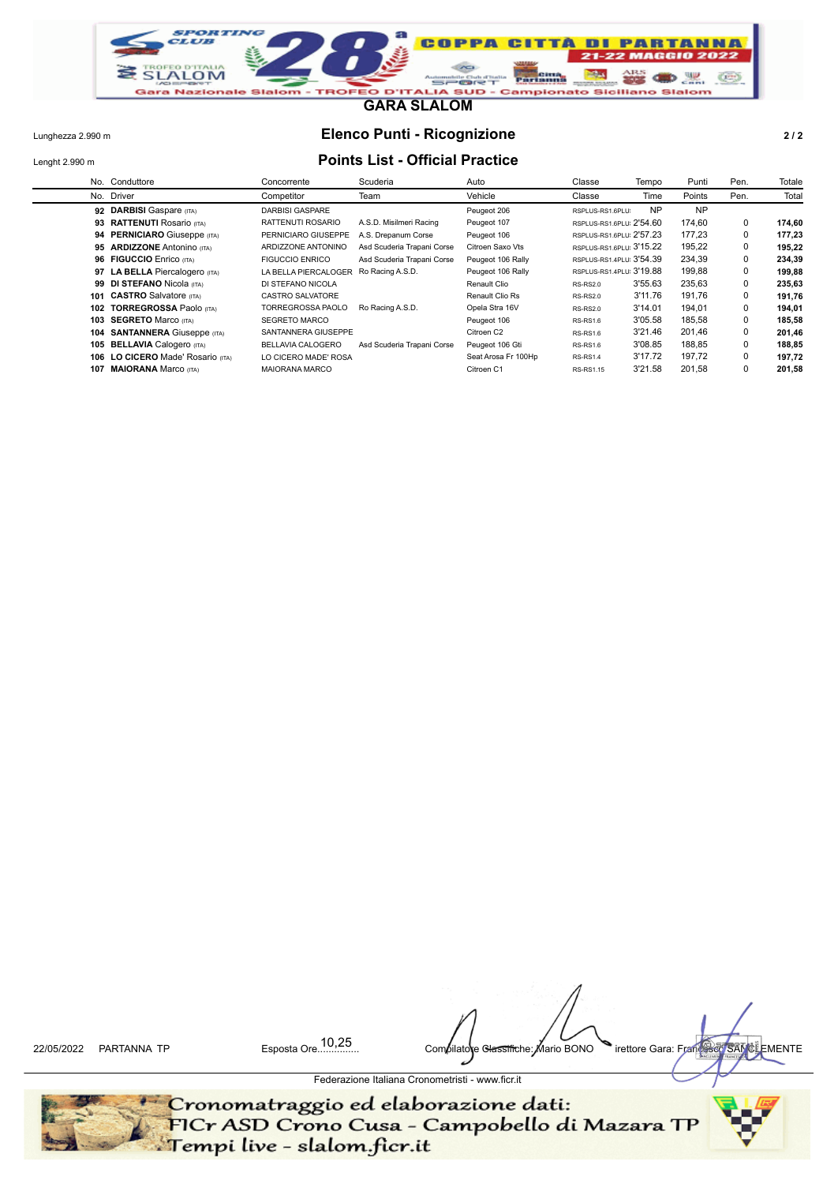SPORTING CLUB — 28ª COPPA CITTÀ DI PARTANNA — 21-22 MAGGIO 2022

TROFEO D'ITALIA SLALOM

Gara Nazionale Slalom - TROFEO D'ITALIA SUD - Campionato Siciliano Slalom

# GARA SLALOM

Lunghezza 2.990 m

Lenght 2.990 m

## Elenco Punti - Ricognizione

## Points List - Official Practice

| No. Conduttore<br>No. Driver | | Concorrente<br>Competitor | Scuderia<br>Team | Auto<br>Vehicle | Classe<br>Classe | Tempo<br>Time | Punti<br>Points | Pen.<br>Pen. | Totale<br>Total |
|---|---|---|---|---|---|---|---|---|---|
| 92 | **DARBISI** Gaspare (ITA) | DARBISI GASPARE | | Peugeot 206 | RSPLUS-RS1.6PLU | NP | NP | | |
| 93 | **RATTENUTI** Rosario (ITA) | RATTENUTI ROSARIO | A.S.D. Misilmeri Racing | Peugeot 107 | RSPLUS-RS1.6PLU | 2'54.60 | 174,60 | 0 | **174,60** |
| 94 | **PERNICIARO** Giuseppe (ITA) | PERNICIARO GIUSEPPE | A.S. Drepanum Corse | Peugeot 106 | RSPLUS-RS1.6PLU | 2'57.23 | 177,23 | 0 | **177,23** |
| 95 | **ARDIZZONE** Antonino (ITA) | ARDIZZONE ANTONINO | Asd Scuderia Trapani Corse | Citroen Saxo Vts | RSPLUS-RS1.6PLU | 3'15.22 | 195,22 | 0 | **195,22** |
| 96 | **FIGUCCIO** Enrico (ITA) | FIGUCCIO ENRICO | Asd Scuderia Trapani Corse | Peugeot 106 Rally | RSPLUS-RS1.4PLU | 3'54.39 | 234,39 | 0 | **234,39** |
| 97 | **LA BELLA** Piercalogero (ITA) | LA BELLA PIERCALOGER | Ro Racing A.S.D. | Peugeot 106 Rally | RSPLUS-RS1.4PLU | 3'19.88 | 199,88 | 0 | **199,88** |
| 99 | **DI STEFANO** Nicola (ITA) | DI STEFANO NICOLA | | Renault Clio | RS-RS2.0 | 3'55.63 | 235,63 | 0 | **235,63** |
| 101 | **CASTRO** Salvatore (ITA) | CASTRO SALVATORE | | Renault Clio Rs | RS-RS2.0 | 3'11.76 | 191,76 | 0 | **191,76** |
| 102 | **TORREGROSSA** Paolo (ITA) | TORREGROSSA PAOLO | Ro Racing A.S.D. | Opela Stra 16V | RS-RS2.0 | 3'14.01 | 194,01 | 0 | **194,01** |
| 103 | **SEGRETO** Marco (ITA) | SEGRETO MARCO | | Peugeot 106 | RS-RS1.6 | 3'05.58 | 185,58 | 0 | **185,58** |
| 104 | **SANTANNERA** Giuseppe (ITA) | SANTANNERA GIUSEPPE | | Citroen C2 | RS-RS1.6 | 3'21.46 | 201,46 | 0 | **201,46** |
| 105 | **BELLAVIA** Calogero (ITA) | BELLAVIA CALOGERO | Asd Scuderia Trapani Corse | Peugeot 106 Gti | RS-RS1.6 | 3'08.85 | 188,85 | 0 | **188,85** |
| 106 | **LO CICERO** Made' Rosario (ITA) | LO CICERO MADE' ROSA | | Seat Arosa Fr 100Hp | RS-RS1.4 | 3'17.72 | 197,72 | 0 | **197,72** |
| 107 | **MAIORANA** Marco (ITA) | MAIORANA MARCO | | Citroen C1 | RS-RS1.15 | 3'21.58 | 201,58 | 0 | **201,58** |

22/05/2022 PARTANNA TP

Esposta Ore 10,25

Compilatore Classifiche: Mario BONO

Direttore Gara: Francesco SAN CLEMENTE

Federazione Italiana Cronometristi - www.ficr.it

Cronomatraggio ed elaborazione dati:
FICr ASD Crono Cusa - Campobello di Mazara TP
Tempi live - slalom.ficr.it